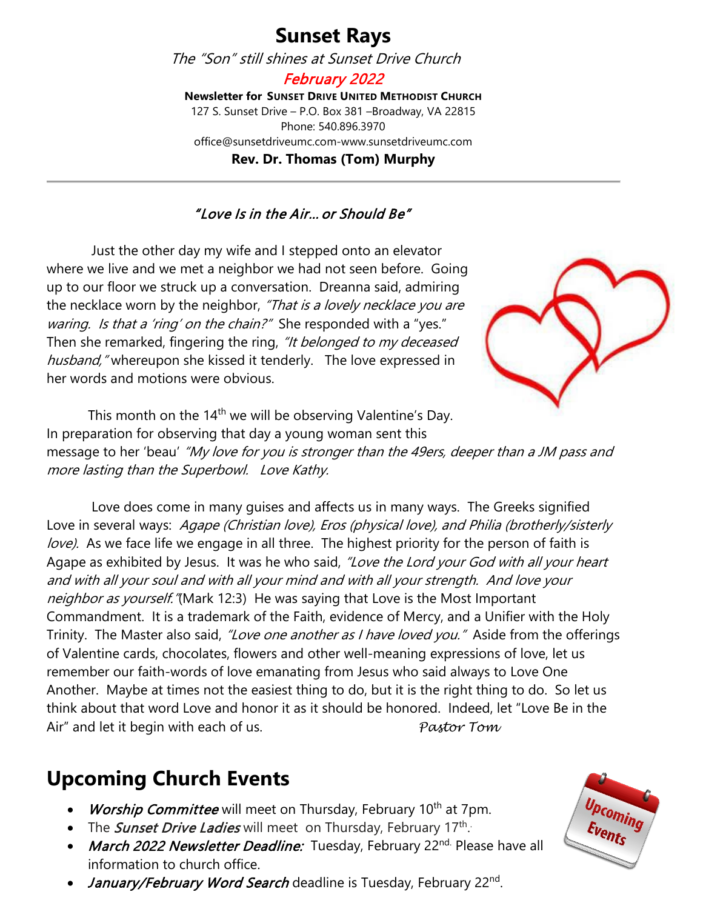# Sunset Rays

*The "Son" still shines at Sunset Drive Church*

*February 2022*

**Newsletter for SUNSET DRIVE UNITED METHODIST CHURCH**

127 S. Sunset Drive – P.O. Box 381 –Broadway, VA 22815

Phone: 540.896.3970

office@sunsetdriveumc.com-www.sunsetdriveumc.com

**Rev. Dr. Thomas (Tom) Murphy**

---

### *"Love Is in the Air… or Should Be"*

Just the other day my wife and I stepped onto an elevator where we live and we met a neighbor we had not seen before. Going up to our floor we struck up a conversation. Dreanna said, admiring the necklace worn by the neighbor, *"That is a lovely necklace you are waring. Is that a 'ring' on the chain?"* She responded with a "yes." Then she remarked, fingering the ring, *"It belonged to my deceased husband,"* whereupon she kissed it tenderly. The love expressed in her words and motions were obvious.

This month on the 14th we will be observing Valentine's Day. In preparation for observing that day a young woman sent this message to her 'beau' *"My love for you is stronger than the 49ers, deeper than a JM pass and more lasting than the Superbowl. Love Kathy.*

Love does come in many guises and affects us in many ways. The Greeks signified Love in several ways: *Agape (Christian love), Eros (physical love), and Philia (brotherly/sisterly love).* As we face life we engage in all three. The highest priority for the person of faith is Agape as exhibited by Jesus. It was he who said, *"Love the Lord your God with all your heart and with all your soul and with all your mind and with all your strength. And love your neighbor as yourself."*(Mark 12:3) He was saying that Love is the Most Important Commandment. It is a trademark of the Faith, evidence of Mercy, and a Unifier with the Holy Trinity. The Master also said, *"Love one another as I have loved you."* Aside from the offerings of Valentine cards, chocolates, flowers and other well-meaning expressions of love, let us remember our faith-words of love emanating from Jesus who said always to Love One Another. Maybe at times not the easiest thing to do, but it is the right thing to do. So let us think about that word Love and honor it as it should be honored. Indeed, let "Love Be in the Air" and let it begin with each of us. *Pastor Tom*

## Upcoming Church Events

- ***Worship Committee*** will meet on Thursday, February 10th at 7pm.
- The ***Sunset Drive Ladies*** will meet on Thursday, February 17th.
- ***March 2022 Newsletter Deadline:*** Tuesday, February 22nd. Please have all information to church office.
- ***January/February Word Search*** deadline is Tuesday, February 22nd.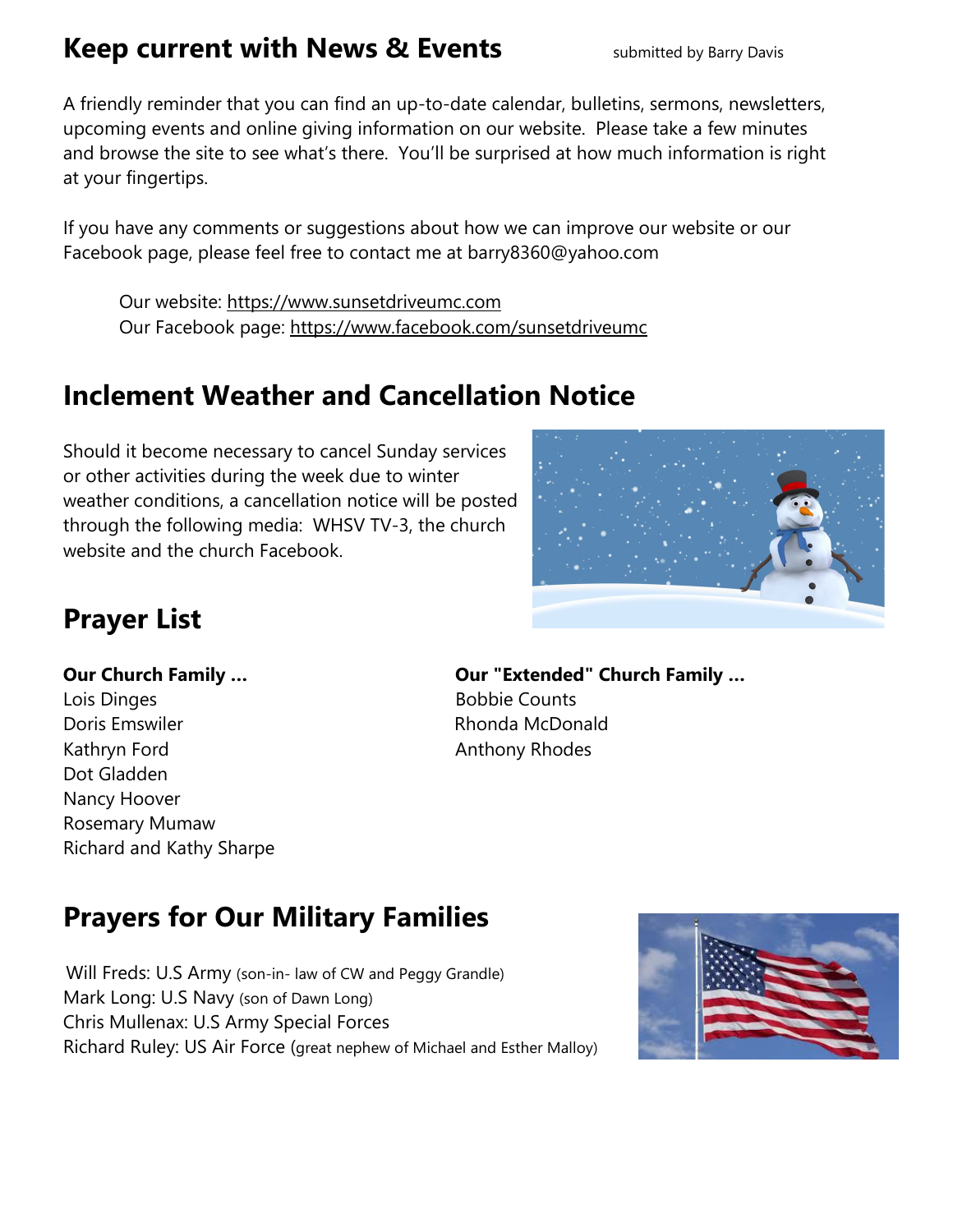## Keep current with News & Events

submitted by Barry Davis

A friendly reminder that you can find an up-to-date calendar, bulletins, sermons, newsletters, upcoming events and online giving information on our website. Please take a few minutes and browse the site to see what's there. You'll be surprised at how much information is right at your fingertips.

If you have any comments or suggestions about how we can improve our website or our Facebook page, please feel free to contact me at barry8360@yahoo.com

Our website: https://www.sunsetdriveumc.com
Our Facebook page: https://www.facebook.com/sunsetdriveumc

## Inclement Weather and Cancellation Notice

Should it become necessary to cancel Sunday services or other activities during the week due to winter weather conditions, a cancellation notice will be posted through the following media: WHSV TV-3, the church website and the church Facebook.

## Prayer List

**Our Church Family ...**
Lois Dinges
Doris Emswiler
Kathryn Ford
Dot Gladden
Nancy Hoover
Rosemary Mumaw
Richard and Kathy Sharpe

**Our "Extended" Church Family ...**
Bobbie Counts
Rhonda McDonald
Anthony Rhodes

## Prayers for Our Military Families

Will Freds: U.S Army (son-in- law of CW and Peggy Grandle)
Mark Long: U.S Navy (son of Dawn Long)
Chris Mullenax: U.S Army Special Forces
Richard Ruley: US Air Force (great nephew of Michael and Esther Malloy)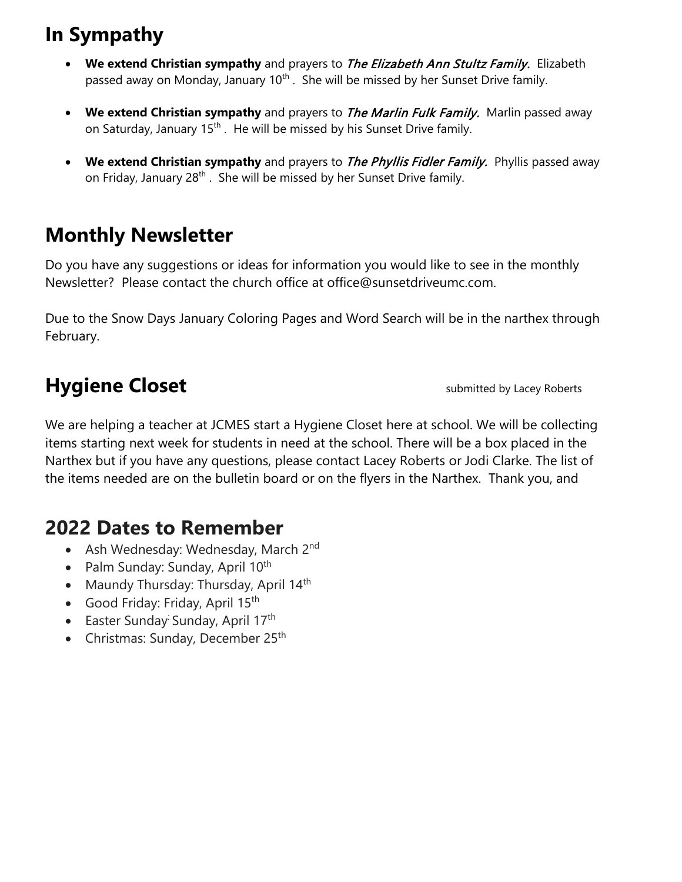## In Sympathy

- **We extend Christian sympathy** and prayers to *The Elizabeth Ann Stultz Family.* Elizabeth passed away on Monday, January 10th . She will be missed by her Sunset Drive family.

- **We extend Christian sympathy** and prayers to *The Marlin Fulk Family.* Marlin passed away on Saturday, January 15th . He will be missed by his Sunset Drive family.

- **We extend Christian sympathy** and prayers to *The Phyllis Fidler Family.* Phyllis passed away on Friday, January 28th . She will be missed by her Sunset Drive family.

## Monthly Newsletter

Do you have any suggestions or ideas for information you would like to see in the monthly Newsletter? Please contact the church office at office@sunsetdriveumc.com.

Due to the Snow Days January Coloring Pages and Word Search will be in the narthex through February.

## Hygiene Closet

submitted by Lacey Roberts

We are helping a teacher at JCMES start a Hygiene Closet here at school. We will be collecting items starting next week for students in need at the school. There will be a box placed in the Narthex but if you have any questions, please contact Lacey Roberts or Jodi Clarke. The list of the items needed are on the bulletin board or on the flyers in the Narthex. Thank you, and

## 2022 Dates to Remember

- Ash Wednesday: Wednesday, March 2nd
- Palm Sunday: Sunday, April 10th
- Maundy Thursday: Thursday, April 14th
- Good Friday: Friday, April 15th
- Easter Sunday: Sunday, April 17th
- Christmas: Sunday, December 25th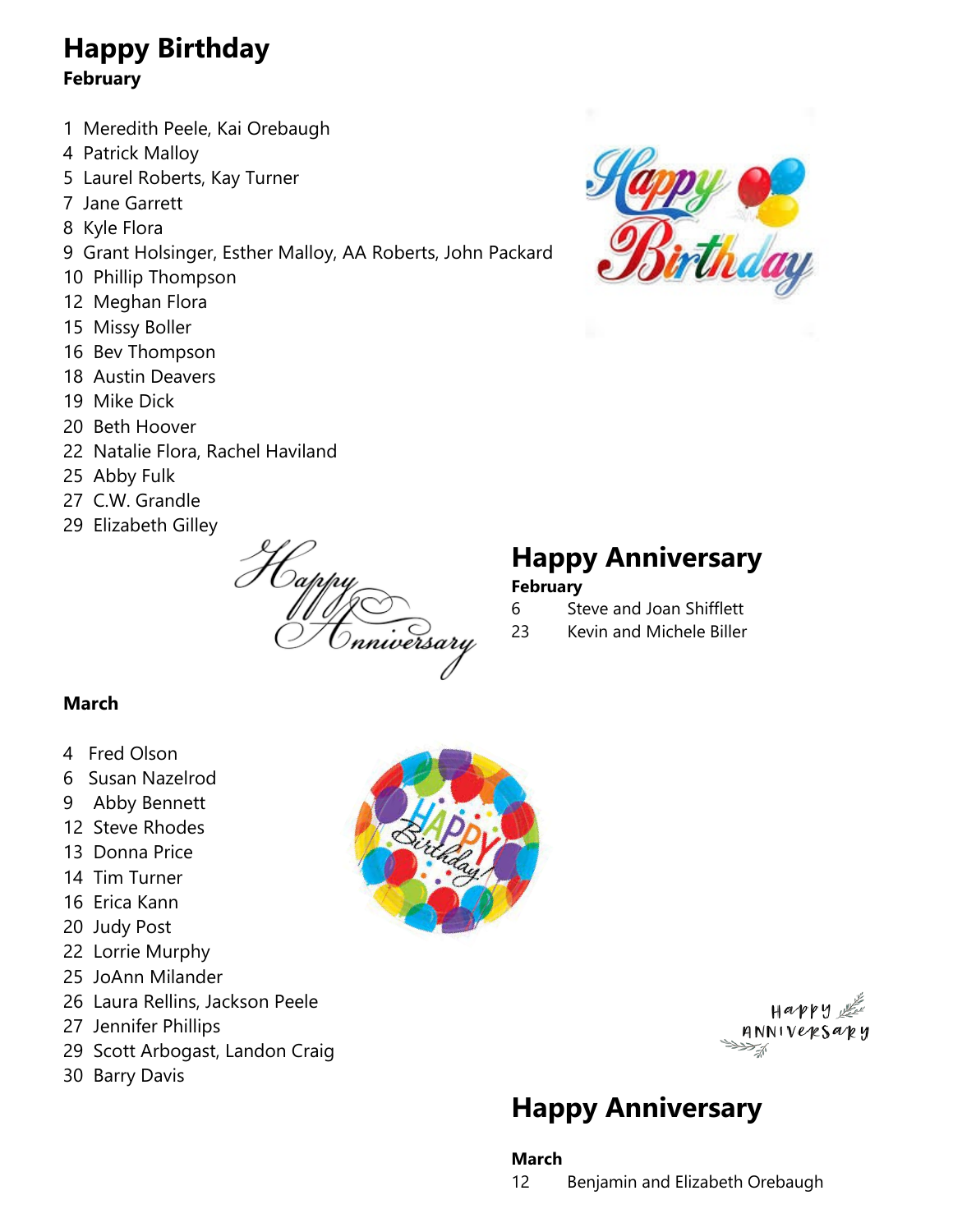# Happy Birthday

**February**

1 Meredith Peele, Kai Orebaugh
4 Patrick Malloy
5 Laurel Roberts, Kay Turner
7 Jane Garrett
8 Kyle Flora
9 Grant Holsinger, Esther Malloy, AA Roberts, John Packard
10 Phillip Thompson
12 Meghan Flora
15 Missy Boller
16 Bev Thompson
18 Austin Deavers
19 Mike Dick
20 Beth Hoover
22 Natalie Flora, Rachel Haviland
25 Abby Fulk
27 C.W. Grandle
29 Elizabeth Gilley

# Happy Anniversary

**February**

6 Steve and Joan Shifflett
23 Kevin and Michele Biller

**March**

4 Fred Olson
6 Susan Nazelrod
9 Abby Bennett
12 Steve Rhodes
13 Donna Price
14 Tim Turner
16 Erica Kann
20 Judy Post
22 Lorrie Murphy
25 JoAnn Milander
26 Laura Rellins, Jackson Peele
27 Jennifer Phillips
29 Scott Arbogast, Landon Craig
30 Barry Davis

# Happy Anniversary

**March**

12 Benjamin and Elizabeth Orebaugh